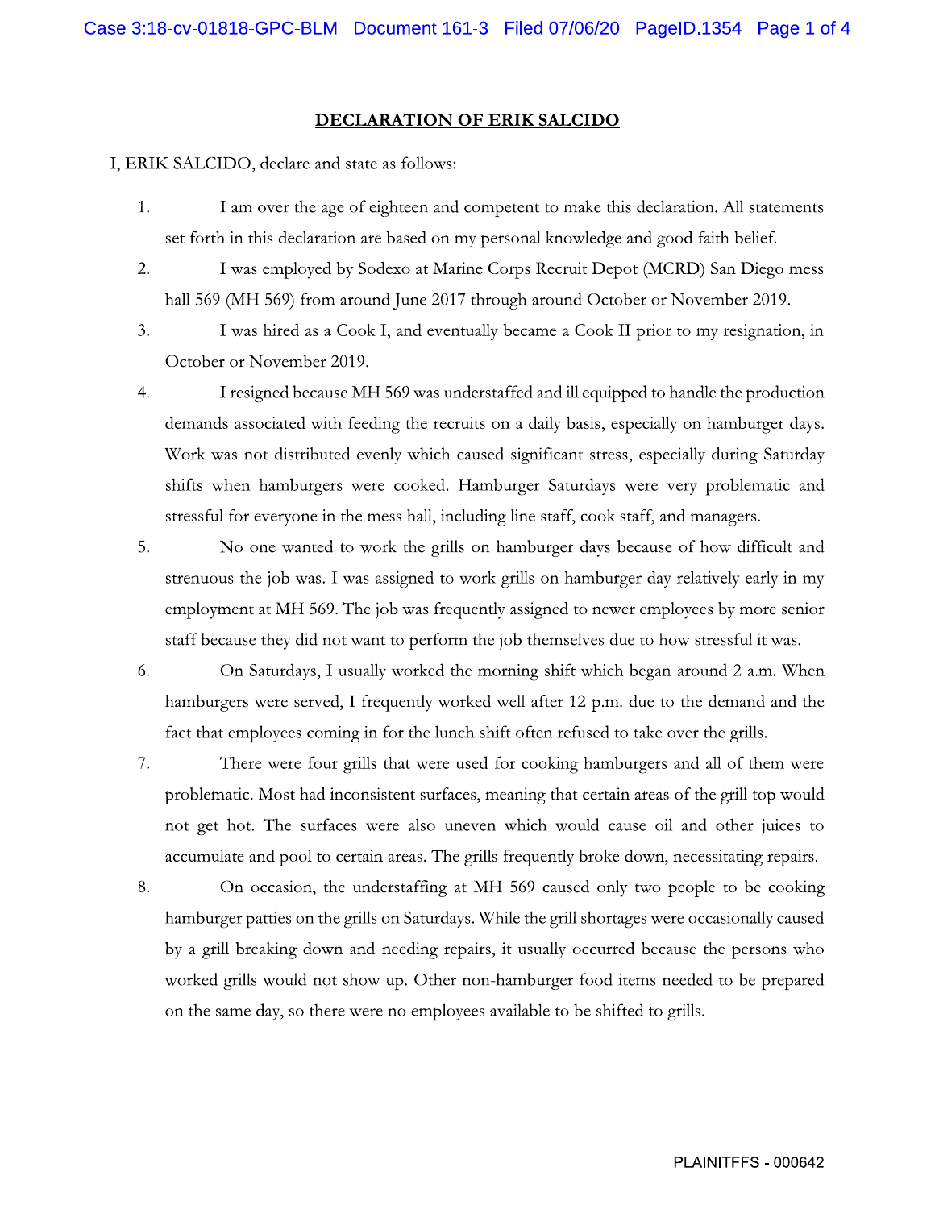# DECLARATION OF ERIK SALCIDO

I, ERIK SALCIDO, declare and state as follows:

1. I am over the age of eighteen and competent to make this declaration. All statements set forth in this declaration are based on my personal knowledge and good faith belief.
2. I was employed by Sodexo at Marine Corps Recruit Depot (MCRD) San Diego mess hall 569 (MH 569) from around June 2017 through around October or November 2019.
3. I was hired as a Cook I, and eventually became a Cook II prior to my resignation, in October or November 2019.
4. I resigned because MH 569 was understaffed and ill equipped to handle the production demands associated with feeding the recruits on a daily basis, especially on hamburger days. Work was not distributed evenly which caused significant stress, especially during Saturday shifts when hamburgers were cooked. Hamburger Saturdays were very problematic and stressful for everyone in the mess hall, including line staff, cook staff, and managers.
5. No one wanted to work the grills on hamburger days because of how difficult and strenuous the job was. I was assigned to work grills on hamburger day relatively early in my employment at MH 569. The job was frequently assigned to newer employees by more senior staff because they did not want to perform the job themselves due to how stressful it was.
6. On Saturdays, I usually worked the morning shift which began around 2 a.m. When hamburgers were served, I frequently worked well after 12 p.m. due to the demand and the fact that employees coming in for the lunch shift often refused to take over the grills.
7. There were four grills that were used for cooking hamburgers and all of them were problematic. Most had inconsistent surfaces, meaning that certain areas of the grill top would not get hot. The surfaces were also uneven which would cause oil and other juices to accumulate and pool to certain areas. The grills frequently broke down, necessitating repairs.
8. On occasion, the understaffing at MH 569 caused only two people to be cooking hamburger patties on the grills on Saturdays. While the grill shortages were occasionally caused by a grill breaking down and needing repairs, it usually occurred because the persons who worked grills would not show up. Other non-hamburger food items needed to be prepared on the same day, so there were no employees available to be shifted to grills.

PLAINITFFS - 000642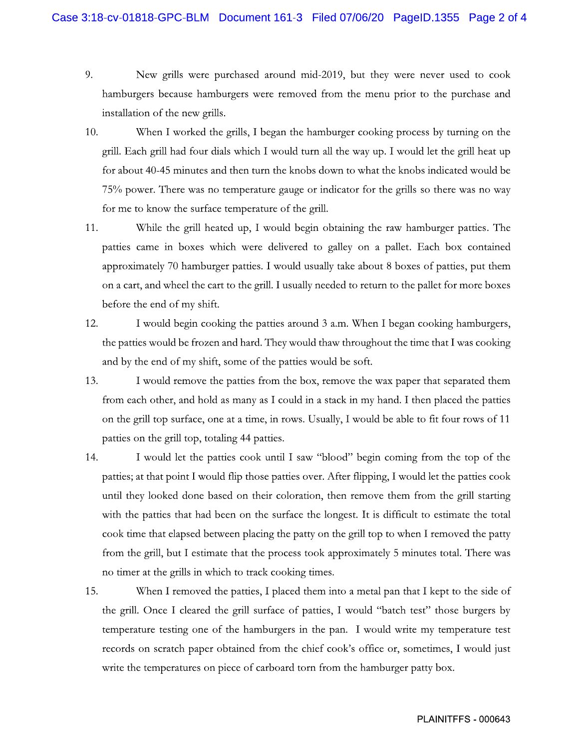9. New grills were purchased around mid-2019, but they were never used to cook hamburgers because hamburgers were removed from the menu prior to the purchase and installation of the new grills.

10. When I worked the grills, I began the hamburger cooking process by turning on the grill. Each grill had four dials which I would turn all the way up. I would let the grill heat up for about 40-45 minutes and then turn the knobs down to what the knobs indicated would be 75% power. There was no temperature gauge or indicator for the grills so there was no way for me to know the surface temperature of the grill.

11. While the grill heated up, I would begin obtaining the raw hamburger patties. The patties came in boxes which were delivered to galley on a pallet. Each box contained approximately 70 hamburger patties. I would usually take about 8 boxes of patties, put them on a cart, and wheel the cart to the grill. I usually needed to return to the pallet for more boxes before the end of my shift.

12. I would begin cooking the patties around 3 a.m. When I began cooking hamburgers, the patties would be frozen and hard. They would thaw throughout the time that I was cooking and by the end of my shift, some of the patties would be soft.

13. I would remove the patties from the box, remove the wax paper that separated them from each other, and hold as many as I could in a stack in my hand. I then placed the patties on the grill top surface, one at a time, in rows. Usually, I would be able to fit four rows of 11 patties on the grill top, totaling 44 patties.

14. I would let the patties cook until I saw "blood" begin coming from the top of the patties; at that point I would flip those patties over. After flipping, I would let the patties cook until they looked done based on their coloration, then remove them from the grill starting with the patties that had been on the surface the longest. It is difficult to estimate the total cook time that elapsed between placing the patty on the grill top to when I removed the patty from the grill, but I estimate that the process took approximately 5 minutes total. There was no timer at the grills in which to track cooking times.

15. When I removed the patties, I placed them into a metal pan that I kept to the side of the grill. Once I cleared the grill surface of patties, I would "batch test" those burgers by temperature testing one of the hamburgers in the pan. I would write my temperature test records on scratch paper obtained from the chief cook's office or, sometimes, I would just write the temperatures on piece of carboard torn from the hamburger patty box.

PLAINITFFS - 000643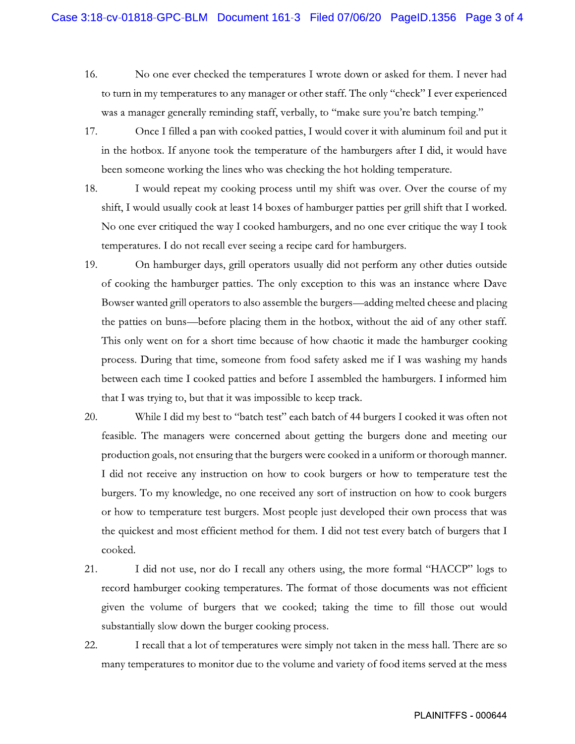16. No one ever checked the temperatures I wrote down or asked for them. I never had to turn in my temperatures to any manager or other staff. The only "check" I ever experienced was a manager generally reminding staff, verbally, to "make sure you're batch temping."

17. Once I filled a pan with cooked patties, I would cover it with aluminum foil and put it in the hotbox. If anyone took the temperature of the hamburgers after I did, it would have been someone working the lines who was checking the hot holding temperature.

18. I would repeat my cooking process until my shift was over. Over the course of my shift, I would usually cook at least 14 boxes of hamburger patties per grill shift that I worked. No one ever critiqued the way I cooked hamburgers, and no one ever critique the way I took temperatures. I do not recall ever seeing a recipe card for hamburgers.

19. On hamburger days, grill operators usually did not perform any other duties outside of cooking the hamburger patties. The only exception to this was an instance where Dave Bowser wanted grill operators to also assemble the burgers—adding melted cheese and placing the patties on buns—before placing them in the hotbox, without the aid of any other staff. This only went on for a short time because of how chaotic it made the hamburger cooking process. During that time, someone from food safety asked me if I was washing my hands between each time I cooked patties and before I assembled the hamburgers. I informed him that I was trying to, but that it was impossible to keep track.

20. While I did my best to "batch test" each batch of 44 burgers I cooked it was often not feasible. The managers were concerned about getting the burgers done and meeting our production goals, not ensuring that the burgers were cooked in a uniform or thorough manner. I did not receive any instruction on how to cook burgers or how to temperature test the burgers. To my knowledge, no one received any sort of instruction on how to cook burgers or how to temperature test burgers. Most people just developed their own process that was the quickest and most efficient method for them. I did not test every batch of burgers that I cooked.

21. I did not use, nor do I recall any others using, the more formal "HACCP" logs to record hamburger cooking temperatures. The format of those documents was not efficient given the volume of burgers that we cooked; taking the time to fill those out would substantially slow down the burger cooking process.

22. I recall that a lot of temperatures were simply not taken in the mess hall. There are so many temperatures to monitor due to the volume and variety of food items served at the mess

PLAINITFFS - 000644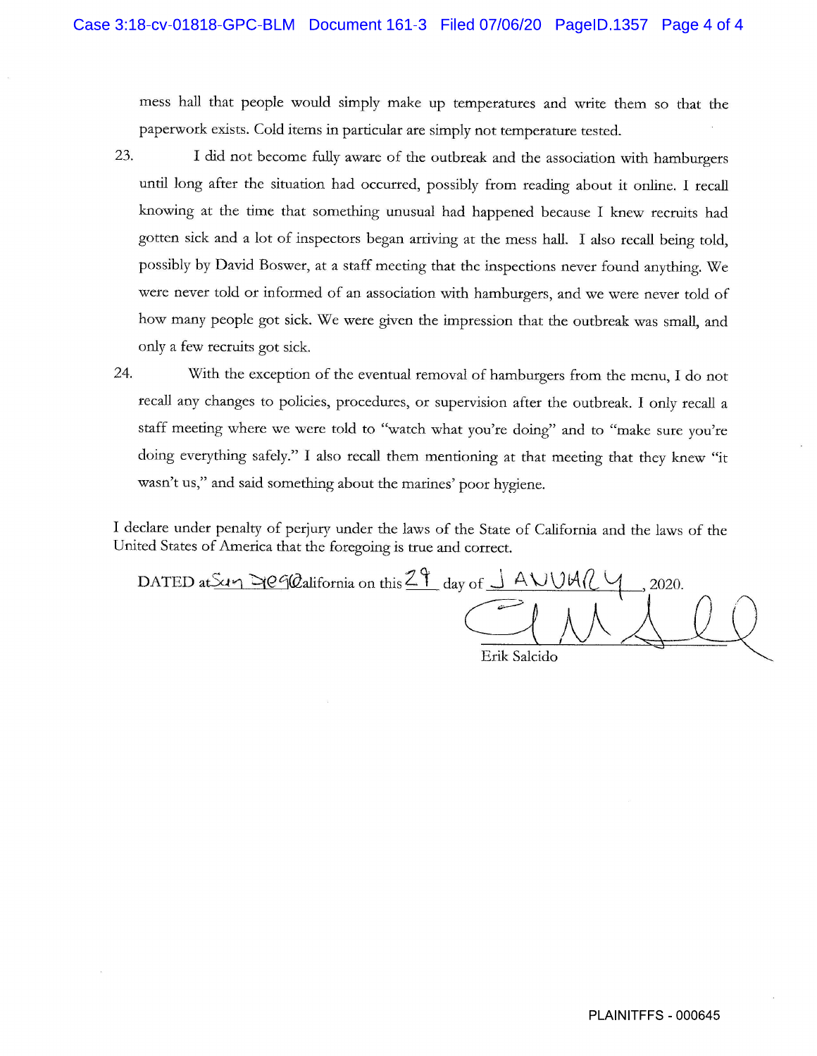mess hall that people would simply make up temperatures and write them so that the paperwork exists. Cold items in particular are simply not temperature tested.

23. I did not become fully aware of the outbreak and the association with hamburgers until long after the situation had occurred, possibly from reading about it online. I recall knowing at the time that something unusual had happened because I knew recruits had gotten sick and a lot of inspectors began arriving at the mess hall. I also recall being told, possibly by David Boswer, at a staff meeting that the inspections never found anything. We were never told or informed of an association with hamburgers, and we were never told of how many people got sick. We were given the impression that the outbreak was small, and only a few recruits got sick.

24. With the exception of the eventual removal of hamburgers from the menu, I do not recall any changes to policies, procedures, or supervision after the outbreak. I only recall a staff meeting where we were told to "watch what you're doing" and to "make sure you're doing everything safely." I also recall them mentioning at that meeting that they knew "it wasn't us," and said something about the marines' poor hygiene.

I declare under penalty of perjury under the laws of the State of California and the laws of the United States of America that the foregoing is true and correct.

DATED at San Diego California on this 29 day of January, 2020.

Erik Salcido

PLAINITFFS - 000645